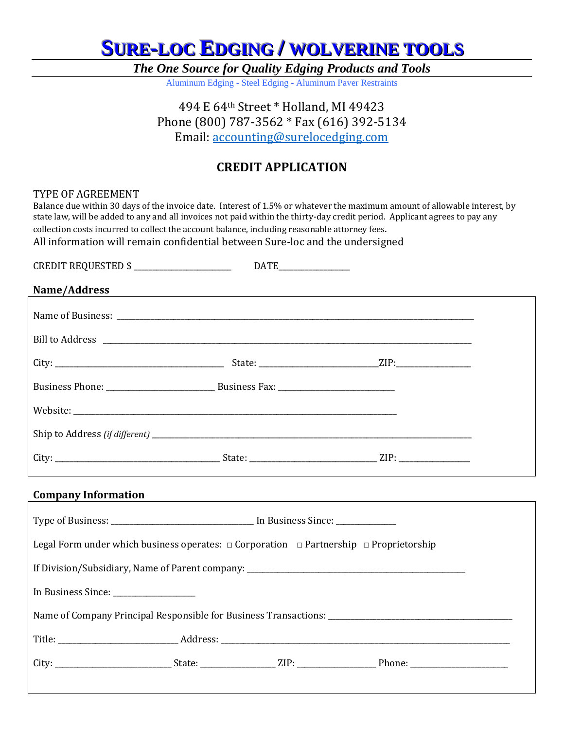# SURE-LOC EDGING / WOLVERINE TOOLS

***The One Source for Quality Edging Products and Tools***

Aluminum Edging - Steel Edging - Aluminum Paver Restraints

494 E 64th Street * Holland, MI 49423
Phone (800) 787-3562 * Fax (616) 392-5134
Email: accounting@surelocedging.com

## CREDIT APPLICATION

TYPE OF AGREEMENT

Balance due within 30 days of the invoice date. Interest of 1.5% or whatever the maximum amount of allowable interest, by state law, will be added to any and all invoices not paid within the thirty-day credit period. Applicant agrees to pay any collection costs incurred to collect the account balance, including reasonable attorney fees.

All information will remain confidential between Sure-loc and the undersigned

CREDIT REQUESTED $ ________________________ DATE_________________

### Name/Address

Name of Business: ________________________________________________________________

Bill to Address ________________________________________________________________

City: ______________________________ State: ______________________ZIP:_______________

Business Phone: ______________________ Business Fax: ______________________

Website: ________________________________________________________________

Ship to Address *(if different)* ________________________________________________________________

City: ______________________________ State: ______________________ ZIP: _______________

### Company Information

Type of Business: ______________________________ In Business Since: ____________

Legal Form under which business operates: □ Corporation □ Partnership □ Proprietorship

If Division/Subsidiary, Name of Parent company: ________________________________________________

In Business Since: ________________

Name of Company Principal Responsible for Business Transactions: ________________________________________

Title: ________________________ Address: ________________________________________________________________

City: ________________________ State: ______________ ZIP: ______________ Phone: ____________________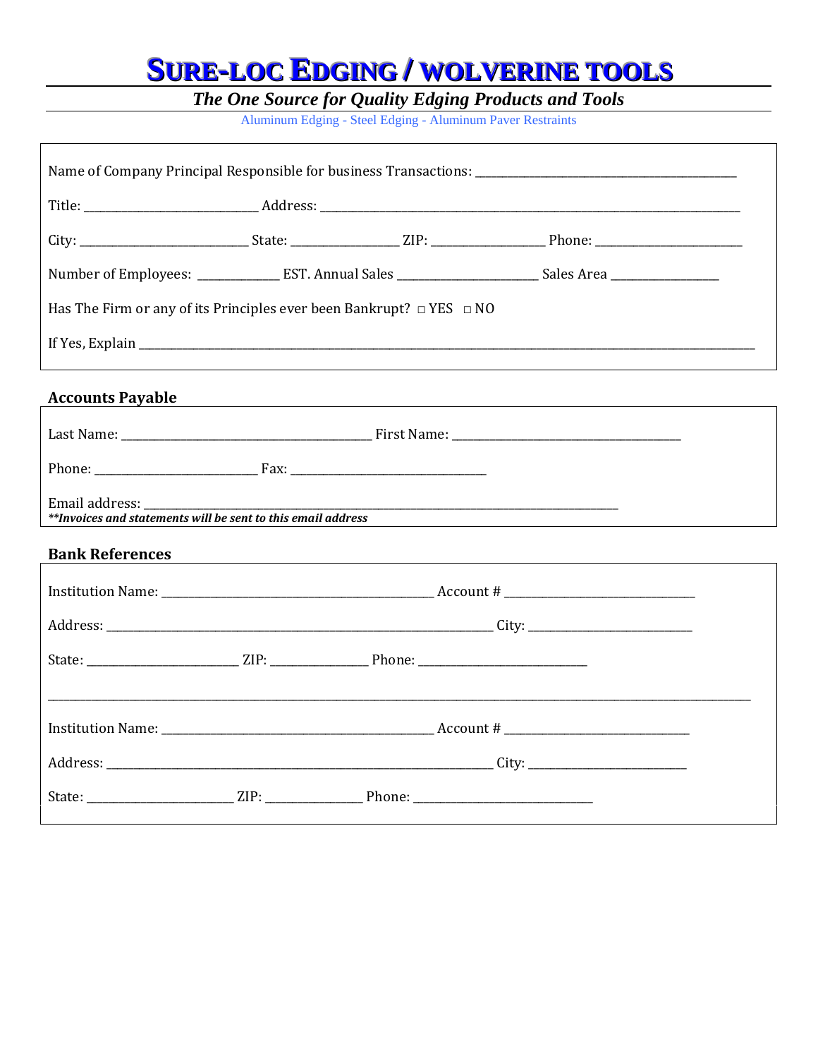# SURE-LOC EDGING / WOLVERINE TOOLS

***The One Source for Quality Edging Products and Tools***

Aluminum Edging - Steel Edging - Aluminum Paver Restraints

Name of Company Principal Responsible for business Transactions: ______________________________

Title: ______________________ Address: ______________________________________________

City: ______________________ State: ______________ ZIP: ______________ Phone: ____________________

Number of Employees: __________ EST. Annual Sales __________________ Sales Area ______________

Has The Firm or any of its Principles ever been Bankrupt? □ YES □ NO

If Yes, Explain ______________________________________________________________________

### Accounts Payable

Last Name: ________________________________ First Name: ______________________________

Phone: ______________________ Fax: __________________________

Email address: __________________________________________________________________

***Invoices and statements will be sent to this email address**

### Bank References

Institution Name: ________________________________ Account # ________________________

Address: __________________________________________________ City: ______________________

State: ____________________ ZIP: ____________ Phone: ______________________

______________________________________________________________________________

Institution Name: ________________________________ Account # ________________________

Address: __________________________________________________ City: ______________________

State: ____________________ ZIP: ____________ Phone: ______________________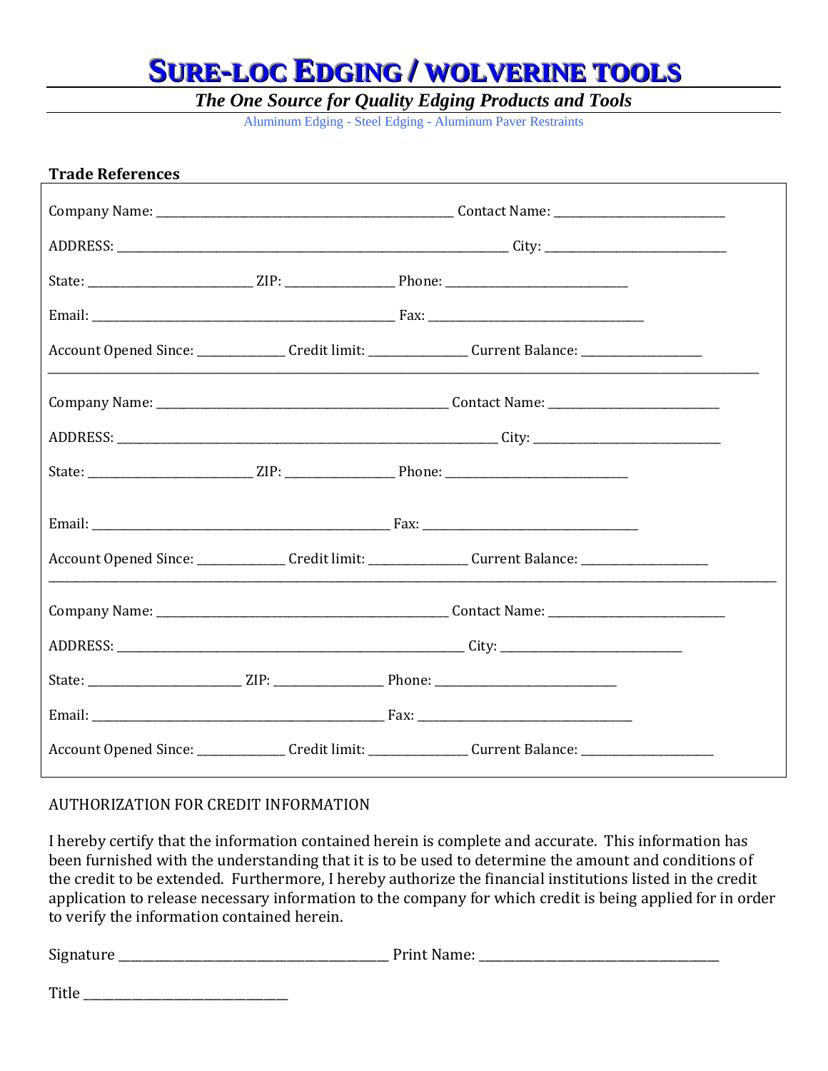# SURE-LOC EDGING / WOLVERINE TOOLS

***The One Source for Quality Edging Products and Tools***

Aluminum Edging - Steel Edging - Aluminum Paver Restraints

**Trade References**

Company Name: ______________________________ Contact Name: ____________________

ADDRESS: ________________________________________ City: ____________________

State: ________________ ZIP: ___________ Phone: ____________________

Email: ______________________________ Fax: ____________________

Account Opened Since: __________ Credit limit: __________ Current Balance: __________

---

Company Name: ______________________________ Contact Name: ____________________

ADDRESS: ________________________________________ City: ____________________

State: ________________ ZIP: ___________ Phone: ____________________

Email: ______________________________ Fax: ____________________

Account Opened Since: __________ Credit limit: __________ Current Balance: __________

---

Company Name: ______________________________ Contact Name: ____________________

ADDRESS: ________________________________________ City: ____________________

State: ________________ ZIP: ___________ Phone: ____________________

Email: ______________________________ Fax: ____________________

Account Opened Since: __________ Credit limit: __________ Current Balance: __________

AUTHORIZATION FOR CREDIT INFORMATION

I hereby certify that the information contained herein is complete and accurate. This information has been furnished with the understanding that it is to be used to determine the amount and conditions of the credit to be extended. Furthermore, I hereby authorize the financial institutions listed in the credit application to release necessary information to the company for which credit is being applied for in order to verify the information contained herein.

Signature ______________________________ Print Name: ______________________________

Title ____________________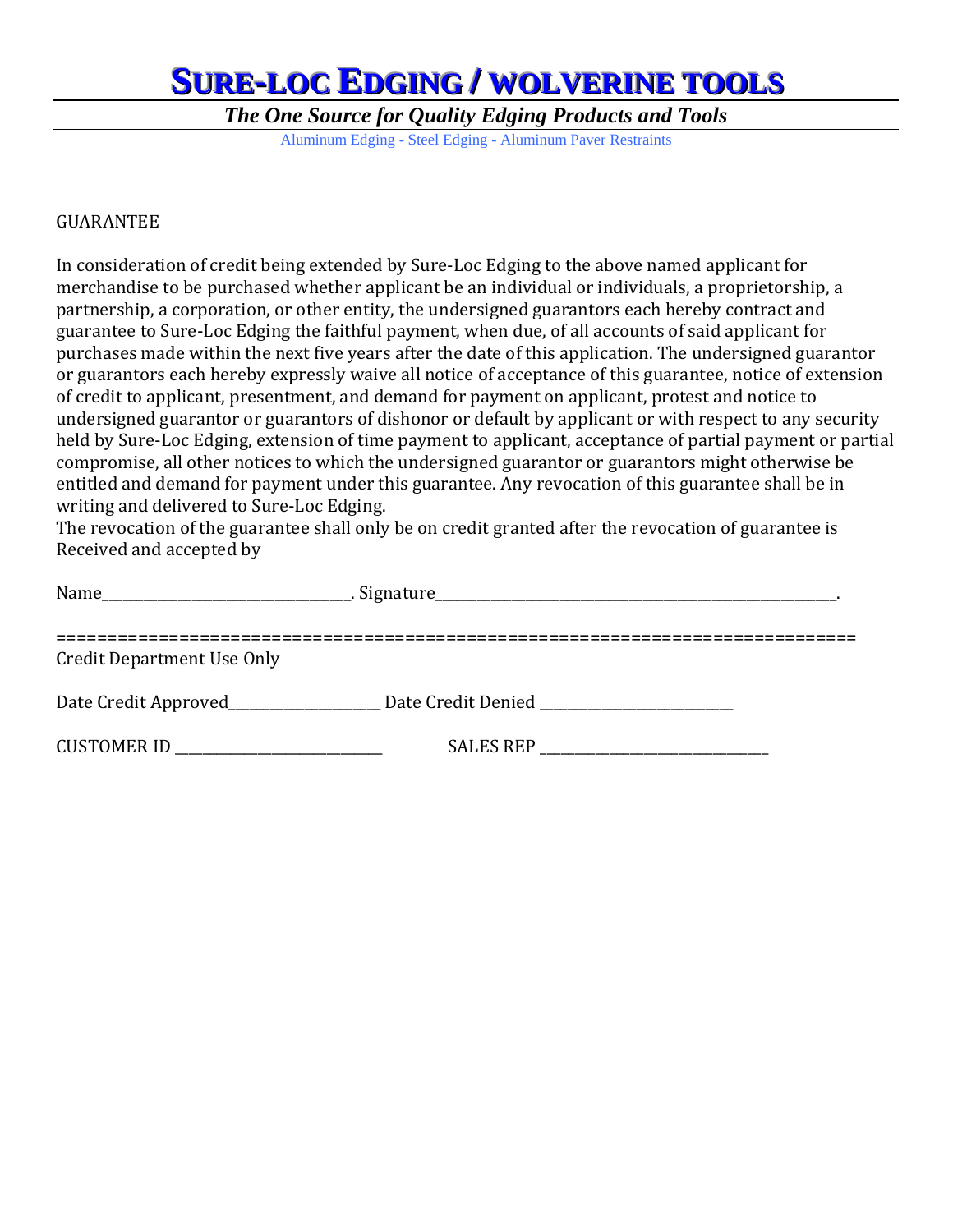# SURE-LOC EDGING / WOLVERINE TOOLS

***The One Source for Quality Edging Products and Tools***

Aluminum Edging - Steel Edging - Aluminum Paver Restraints

GUARANTEE

In consideration of credit being extended by Sure-Loc Edging to the above named applicant for merchandise to be purchased whether applicant be an individual or individuals, a proprietorship, a partnership, a corporation, or other entity, the undersigned guarantors each hereby contract and guarantee to Sure-Loc Edging the faithful payment, when due, of all accounts of said applicant for purchases made within the next five years after the date of this application. The undersigned guarantor or guarantors each hereby expressly waive all notice of acceptance of this guarantee, notice of extension of credit to applicant, presentment, and demand for payment on applicant, protest and notice to undersigned guarantor or guarantors of dishonor or default by applicant or with respect to any security held by Sure-Loc Edging, extension of time payment to applicant, acceptance of partial payment or partial compromise, all other notices to which the undersigned guarantor or guarantors might otherwise be entitled and demand for payment under this guarantee. Any revocation of this guarantee shall be in writing and delivered to Sure-Loc Edging.
The revocation of the guarantee shall only be on credit granted after the revocation of guarantee is Received and accepted by

Name___________________________________. Signature___________________________________________________________.

==============================================================================
Credit Department Use Only

Date Credit Approved______________________ Date Credit Denied ___________________________

CUSTOMER ID ______________________________ SALES REP _________________________________